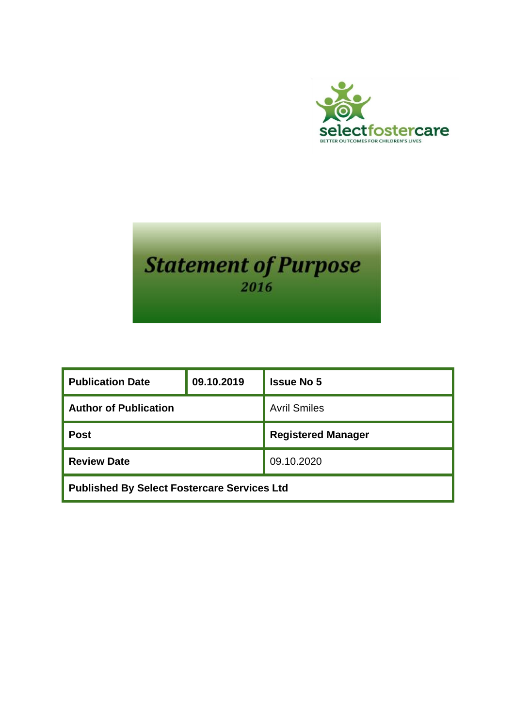selectfostercare

BETTER OUTCOMES FOR CHILDREN'S LIVES

# Statement of Purpose

*2016*

| **Publication Date** | **09.10.2019** | **Issue No 5** |
|---|---|---|
| **Author of Publication** | | Avril Smiles |
| **Post** | | **Registered Manager** |
| **Review Date** | | 09.10.2020 |
| **Published By Select Fostercare Services Ltd** | | |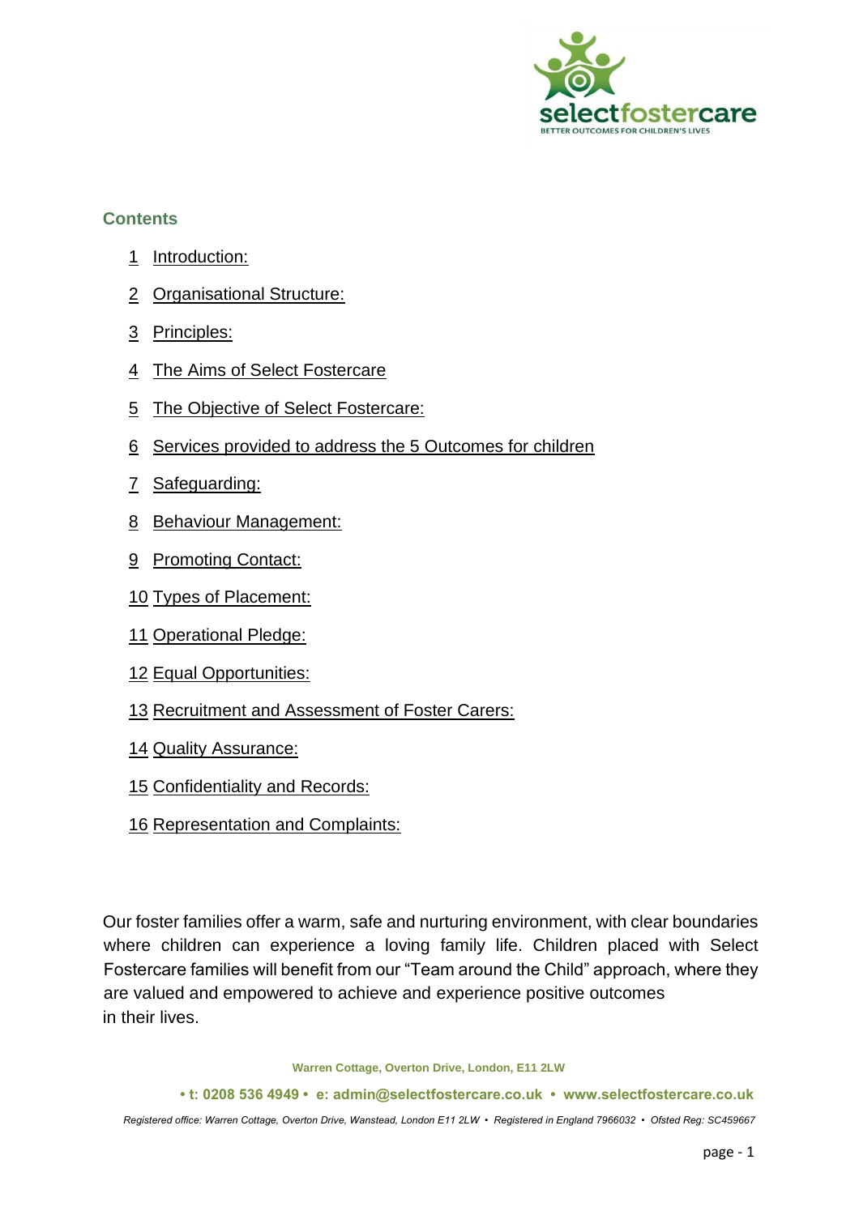## Contents

1 Introduction:

2 Organisational Structure:

3 Principles:

4 The Aims of Select Fostercare

5 The Objective of Select Fostercare:

6 Services provided to address the 5 Outcomes for children

7 Safeguarding:

8 Behaviour Management:

9 Promoting Contact:

10 Types of Placement:

11 Operational Pledge:

12 Equal Opportunities:

13 Recruitment and Assessment of Foster Carers:

14 Quality Assurance:

15 Confidentiality and Records:

16 Representation and Complaints:

Our foster families offer a warm, safe and nurturing environment, with clear boundaries where children can experience a loving family life. Children placed with Select Fostercare families will benefit from our "Team around the Child" approach, where they are valued and empowered to achieve and experience positive outcomes in their lives.

**Warren Cottage, Overton Drive, London, E11 2LW**

**• t: 0208 536 4949 • e: admin@selectfostercare.co.uk • www.selectfostercare.co.uk**

*Registered office: Warren Cottage, Overton Drive, Wanstead, London E11 2LW • Registered in England 7966032 • Ofsted Reg: SC459667*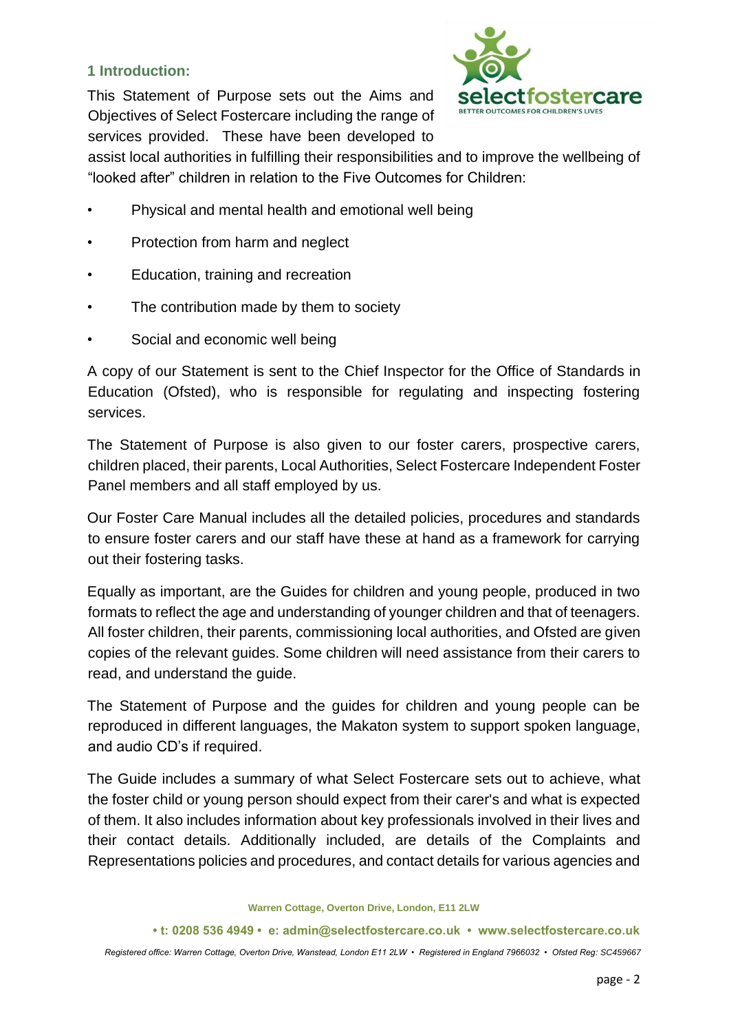## 1 Introduction:

This Statement of Purpose sets out the Aims and Objectives of Select Fostercare including the range of services provided. These have been developed to assist local authorities in fulfilling their responsibilities and to improve the wellbeing of "looked after" children in relation to the Five Outcomes for Children:

- Physical and mental health and emotional well being
- Protection from harm and neglect
- Education, training and recreation
- The contribution made by them to society
- Social and economic well being

A copy of our Statement is sent to the Chief Inspector for the Office of Standards in Education (Ofsted), who is responsible for regulating and inspecting fostering services.

The Statement of Purpose is also given to our foster carers, prospective carers, children placed, their parents, Local Authorities, Select Fostercare Independent Foster Panel members and all staff employed by us.

Our Foster Care Manual includes all the detailed policies, procedures and standards to ensure foster carers and our staff have these at hand as a framework for carrying out their fostering tasks.

Equally as important, are the Guides for children and young people, produced in two formats to reflect the age and understanding of younger children and that of teenagers. All foster children, their parents, commissioning local authorities, and Ofsted are given copies of the relevant guides. Some children will need assistance from their carers to read, and understand the guide.

The Statement of Purpose and the guides for children and young people can be reproduced in different languages, the Makaton system to support spoken language, and audio CD's if required.

The Guide includes a summary of what Select Fostercare sets out to achieve, what the foster child or young person should expect from their carer's and what is expected of them. It also includes information about key professionals involved in their lives and their contact details. Additionally included, are details of the Complaints and Representations policies and procedures, and contact details for various agencies and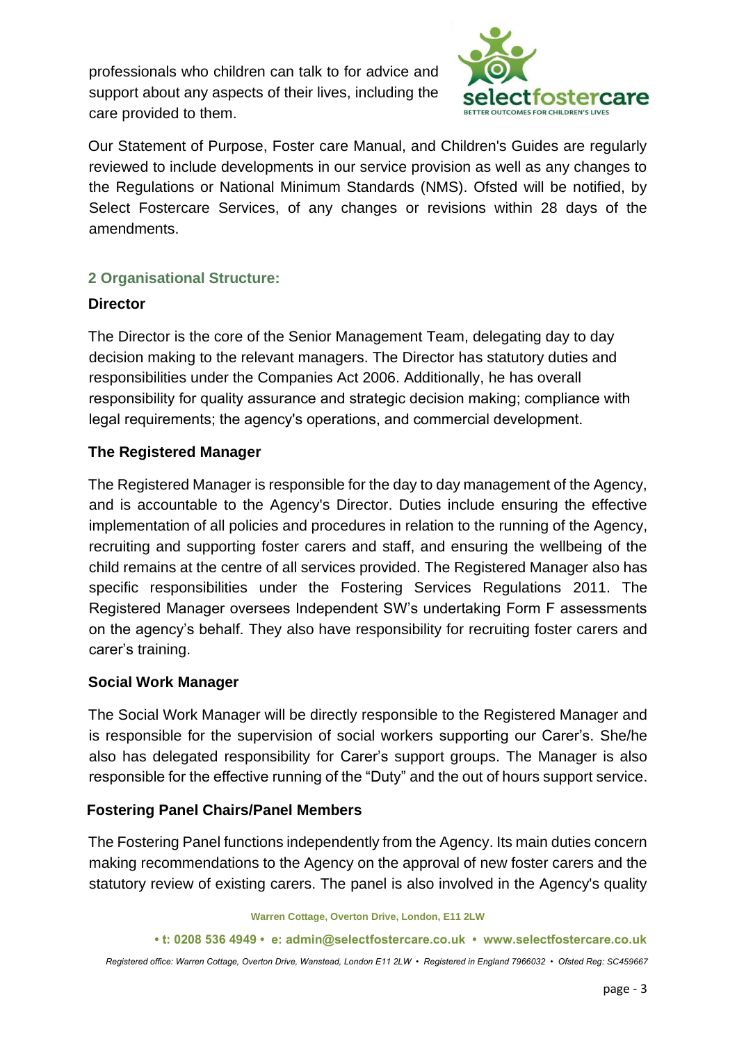professionals who children can talk to for advice and support about any aspects of their lives, including the care provided to them.

Our Statement of Purpose, Foster care Manual, and Children's Guides are regularly reviewed to include developments in our service provision as well as any changes to the Regulations or National Minimum Standards (NMS). Ofsted will be notified, by Select Fostercare Services, of any changes or revisions within 28 days of the amendments.

## 2 Organisational Structure:

### Director

The Director is the core of the Senior Management Team, delegating day to day decision making to the relevant managers. The Director has statutory duties and responsibilities under the Companies Act 2006. Additionally, he has overall responsibility for quality assurance and strategic decision making; compliance with legal requirements; the agency's operations, and commercial development.

### The Registered Manager

The Registered Manager is responsible for the day to day management of the Agency, and is accountable to the Agency's Director. Duties include ensuring the effective implementation of all policies and procedures in relation to the running of the Agency, recruiting and supporting foster carers and staff, and ensuring the wellbeing of the child remains at the centre of all services provided. The Registered Manager also has specific responsibilities under the Fostering Services Regulations 2011. The Registered Manager oversees Independent SW's undertaking Form F assessments on the agency's behalf. They also have responsibility for recruiting foster carers and carer's training.

### Social Work Manager

The Social Work Manager will be directly responsible to the Registered Manager and is responsible for the supervision of social workers supporting our Carer's. She/he also has delegated responsibility for Carer's support groups. The Manager is also responsible for the effective running of the "Duty" and the out of hours support service.

### Fostering Panel Chairs/Panel Members

The Fostering Panel functions independently from the Agency. Its main duties concern making recommendations to the Agency on the approval of new foster carers and the statutory review of existing carers. The panel is also involved in the Agency's quality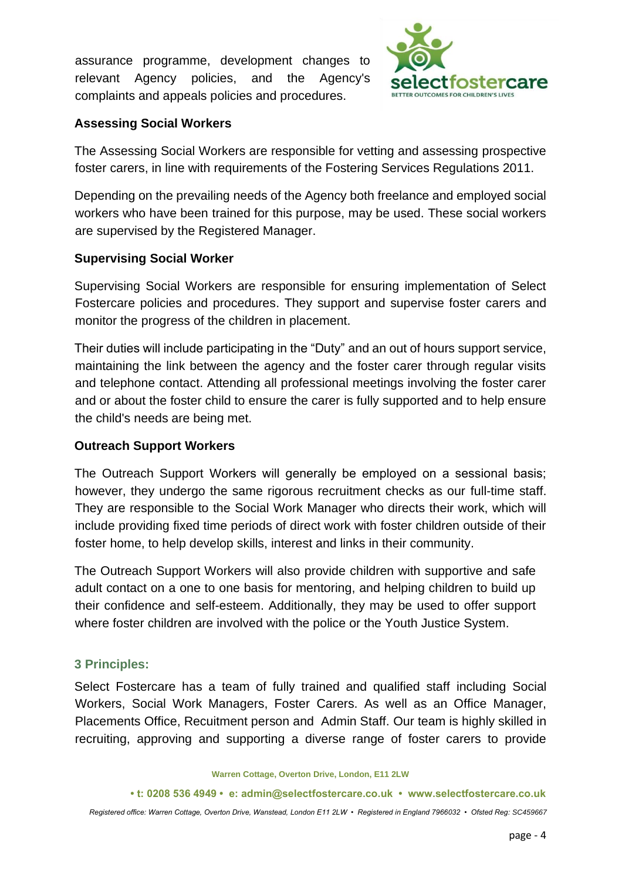assurance programme, development changes to relevant Agency policies, and the Agency's complaints and appeals policies and procedures.

**Assessing Social Workers**

The Assessing Social Workers are responsible for vetting and assessing prospective foster carers, in line with requirements of the Fostering Services Regulations 2011.

Depending on the prevailing needs of the Agency both freelance and employed social workers who have been trained for this purpose, may be used. These social workers are supervised by the Registered Manager.

**Supervising Social Worker**

Supervising Social Workers are responsible for ensuring implementation of Select Fostercare policies and procedures. They support and supervise foster carers and monitor the progress of the children in placement.

Their duties will include participating in the "Duty" and an out of hours support service, maintaining the link between the agency and the foster carer through regular visits and telephone contact. Attending all professional meetings involving the foster carer and or about the foster child to ensure the carer is fully supported and to help ensure the child's needs are being met.

**Outreach Support Workers**

The Outreach Support Workers will generally be employed on a sessional basis; however, they undergo the same rigorous recruitment checks as our full-time staff. They are responsible to the Social Work Manager who directs their work, which will include providing fixed time periods of direct work with foster children outside of their foster home, to help develop skills, interest and links in their community.

The Outreach Support Workers will also provide children with supportive and safe adult contact on a one to one basis for mentoring, and helping children to build up their confidence and self-esteem. Additionally, they may be used to offer support where foster children are involved with the police or the Youth Justice System.

## 3 Principles:

Select Fostercare has a team of fully trained and qualified staff including Social Workers, Social Work Managers, Foster Carers. As well as an Office Manager, Placements Office, Recuitment person and Admin Staff. Our team is highly skilled in recruiting, approving and supporting a diverse range of foster carers to provide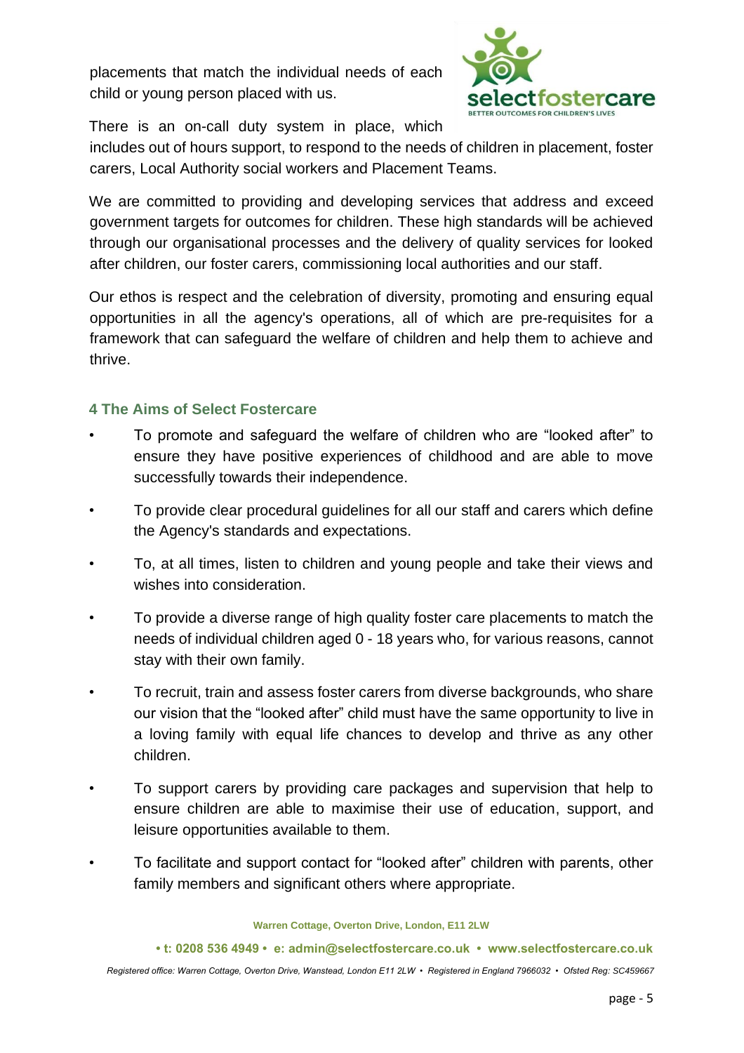placements that match the individual needs of each child or young person placed with us.

There is an on-call duty system in place, which includes out of hours support, to respond to the needs of children in placement, foster carers, Local Authority social workers and Placement Teams.

We are committed to providing and developing services that address and exceed government targets for outcomes for children. These high standards will be achieved through our organisational processes and the delivery of quality services for looked after children, our foster carers, commissioning local authorities and our staff.

Our ethos is respect and the celebration of diversity, promoting and ensuring equal opportunities in all the agency's operations, all of which are pre-requisites for a framework that can safeguard the welfare of children and help them to achieve and thrive.

## 4 The Aims of Select Fostercare

- To promote and safeguard the welfare of children who are "looked after" to ensure they have positive experiences of childhood and are able to move successfully towards their independence.
- To provide clear procedural guidelines for all our staff and carers which define the Agency's standards and expectations.
- To, at all times, listen to children and young people and take their views and wishes into consideration.
- To provide a diverse range of high quality foster care placements to match the needs of individual children aged 0 - 18 years who, for various reasons, cannot stay with their own family.
- To recruit, train and assess foster carers from diverse backgrounds, who share our vision that the "looked after" child must have the same opportunity to live in a loving family with equal life chances to develop and thrive as any other children.
- To support carers by providing care packages and supervision that help to ensure children are able to maximise their use of education, support, and leisure opportunities available to them.
- To facilitate and support contact for "looked after" children with parents, other family members and significant others where appropriate.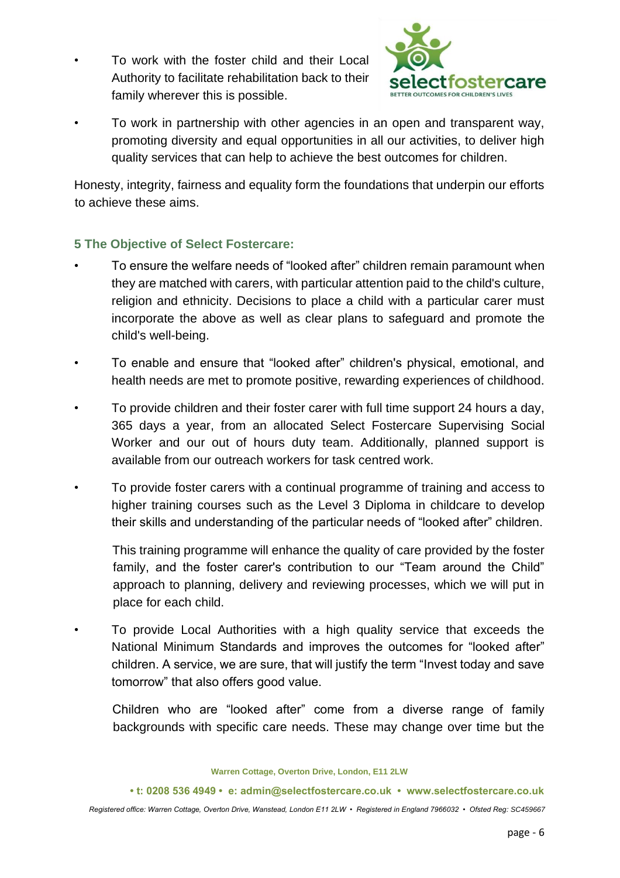- To work with the foster child and their Local Authority to facilitate rehabilitation back to their family wherever this is possible.
- To work in partnership with other agencies in an open and transparent way, promoting diversity and equal opportunities in all our activities, to deliver high quality services that can help to achieve the best outcomes for children.

Honesty, integrity, fairness and equality form the foundations that underpin our efforts to achieve these aims.

## 5 The Objective of Select Fostercare:

- To ensure the welfare needs of "looked after" children remain paramount when they are matched with carers, with particular attention paid to the child's culture, religion and ethnicity. Decisions to place a child with a particular carer must incorporate the above as well as clear plans to safeguard and promote the child's well-being.
- To enable and ensure that "looked after" children's physical, emotional, and health needs are met to promote positive, rewarding experiences of childhood.
- To provide children and their foster carer with full time support 24 hours a day, 365 days a year, from an allocated Select Fostercare Supervising Social Worker and our out of hours duty team. Additionally, planned support is available from our outreach workers for task centred work.
- To provide foster carers with a continual programme of training and access to higher training courses such as the Level 3 Diploma in childcare to develop their skills and understanding of the particular needs of "looked after" children.

  This training programme will enhance the quality of care provided by the foster family, and the foster carer's contribution to our "Team around the Child" approach to planning, delivery and reviewing processes, which we will put in place for each child.

- To provide Local Authorities with a high quality service that exceeds the National Minimum Standards and improves the outcomes for "looked after" children. A service, we are sure, that will justify the term "Invest today and save tomorrow" that also offers good value.

  Children who are "looked after" come from a diverse range of family backgrounds with specific care needs. These may change over time but the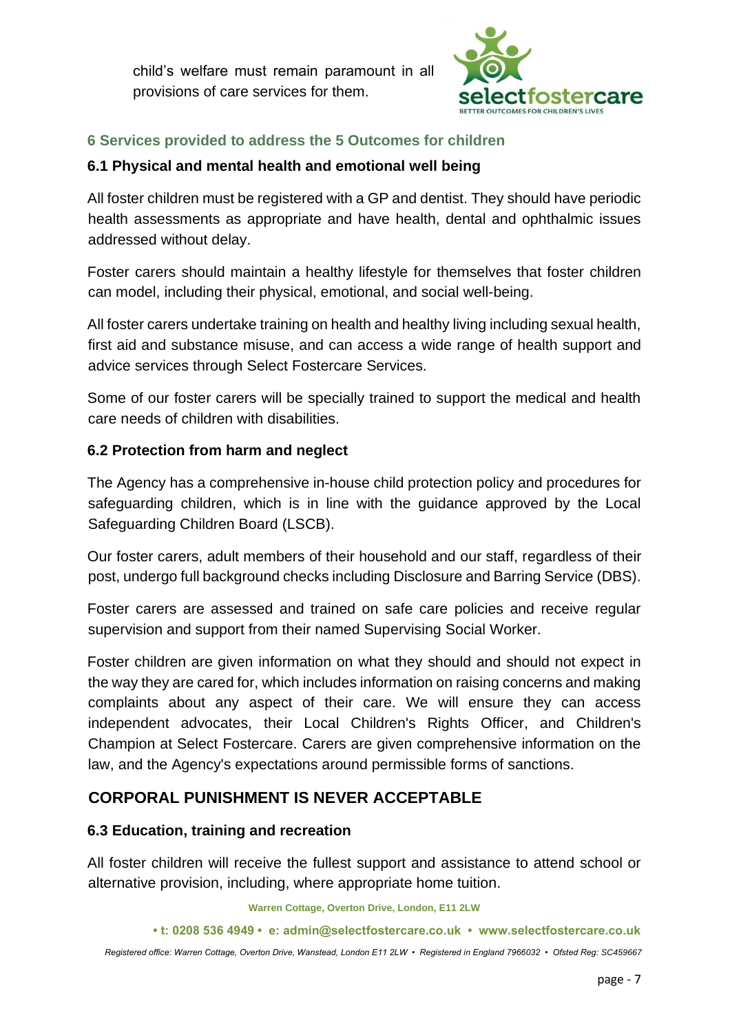child's welfare must remain paramount in all provisions of care services for them.

## 6 Services provided to address the 5 Outcomes for children

### 6.1 Physical and mental health and emotional well being

All foster children must be registered with a GP and dentist. They should have periodic health assessments as appropriate and have health, dental and ophthalmic issues addressed without delay.

Foster carers should maintain a healthy lifestyle for themselves that foster children can model, including their physical, emotional, and social well-being.

All foster carers undertake training on health and healthy living including sexual health, first aid and substance misuse, and can access a wide range of health support and advice services through Select Fostercare Services.

Some of our foster carers will be specially trained to support the medical and health care needs of children with disabilities.

### 6.2 Protection from harm and neglect

The Agency has a comprehensive in-house child protection policy and procedures for safeguarding children, which is in line with the guidance approved by the Local Safeguarding Children Board (LSCB).

Our foster carers, adult members of their household and our staff, regardless of their post, undergo full background checks including Disclosure and Barring Service (DBS).

Foster carers are assessed and trained on safe care policies and receive regular supervision and support from their named Supervising Social Worker.

Foster children are given information on what they should and should not expect in the way they are cared for, which includes information on raising concerns and making complaints about any aspect of their care. We will ensure they can access independent advocates, their Local Children's Rights Officer, and Children's Champion at Select Fostercare. Carers are given comprehensive information on the law, and the Agency's expectations around permissible forms of sanctions.

**CORPORAL PUNISHMENT IS NEVER ACCEPTABLE**

### 6.3 Education, training and recreation

All foster children will receive the fullest support and assistance to attend school or alternative provision, including, where appropriate home tuition.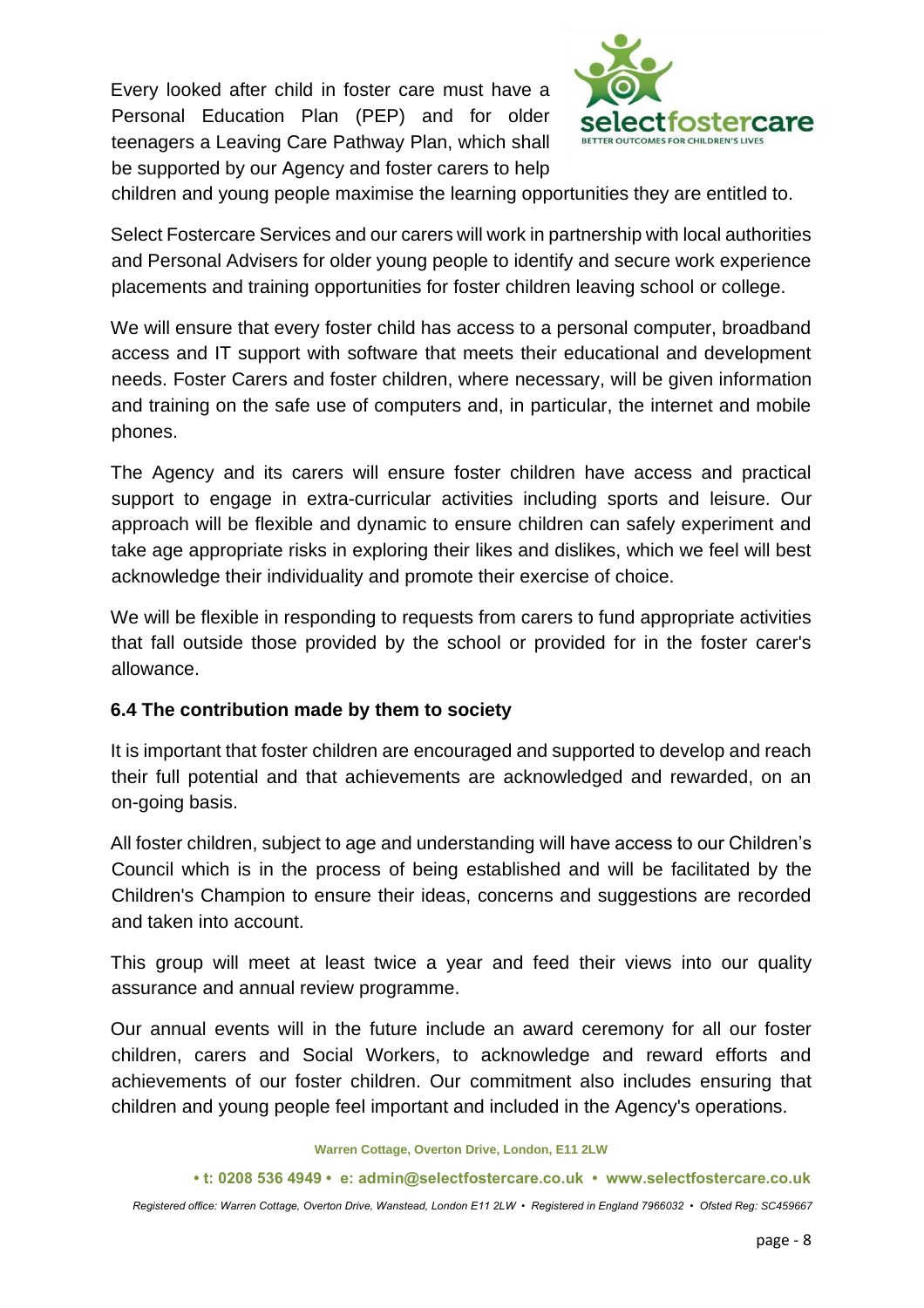Every looked after child in foster care must have a Personal Education Plan (PEP) and for older teenagers a Leaving Care Pathway Plan, which shall be supported by our Agency and foster carers to help children and young people maximise the learning opportunities they are entitled to.

Select Fostercare Services and our carers will work in partnership with local authorities and Personal Advisers for older young people to identify and secure work experience placements and training opportunities for foster children leaving school or college.

We will ensure that every foster child has access to a personal computer, broadband access and IT support with software that meets their educational and development needs. Foster Carers and foster children, where necessary, will be given information and training on the safe use of computers and, in particular, the internet and mobile phones.

The Agency and its carers will ensure foster children have access and practical support to engage in extra-curricular activities including sports and leisure. Our approach will be flexible and dynamic to ensure children can safely experiment and take age appropriate risks in exploring their likes and dislikes, which we feel will best acknowledge their individuality and promote their exercise of choice.

We will be flexible in responding to requests from carers to fund appropriate activities that fall outside those provided by the school or provided for in the foster carer's allowance.

### 6.4 The contribution made by them to society

It is important that foster children are encouraged and supported to develop and reach their full potential and that achievements are acknowledged and rewarded, on an on-going basis.

All foster children, subject to age and understanding will have access to our Children's Council which is in the process of being established and will be facilitated by the Children's Champion to ensure their ideas, concerns and suggestions are recorded and taken into account.

This group will meet at least twice a year and feed their views into our quality assurance and annual review programme.

Our annual events will in the future include an award ceremony for all our foster children, carers and Social Workers, to acknowledge and reward efforts and achievements of our foster children. Our commitment also includes ensuring that children and young people feel important and included in the Agency's operations.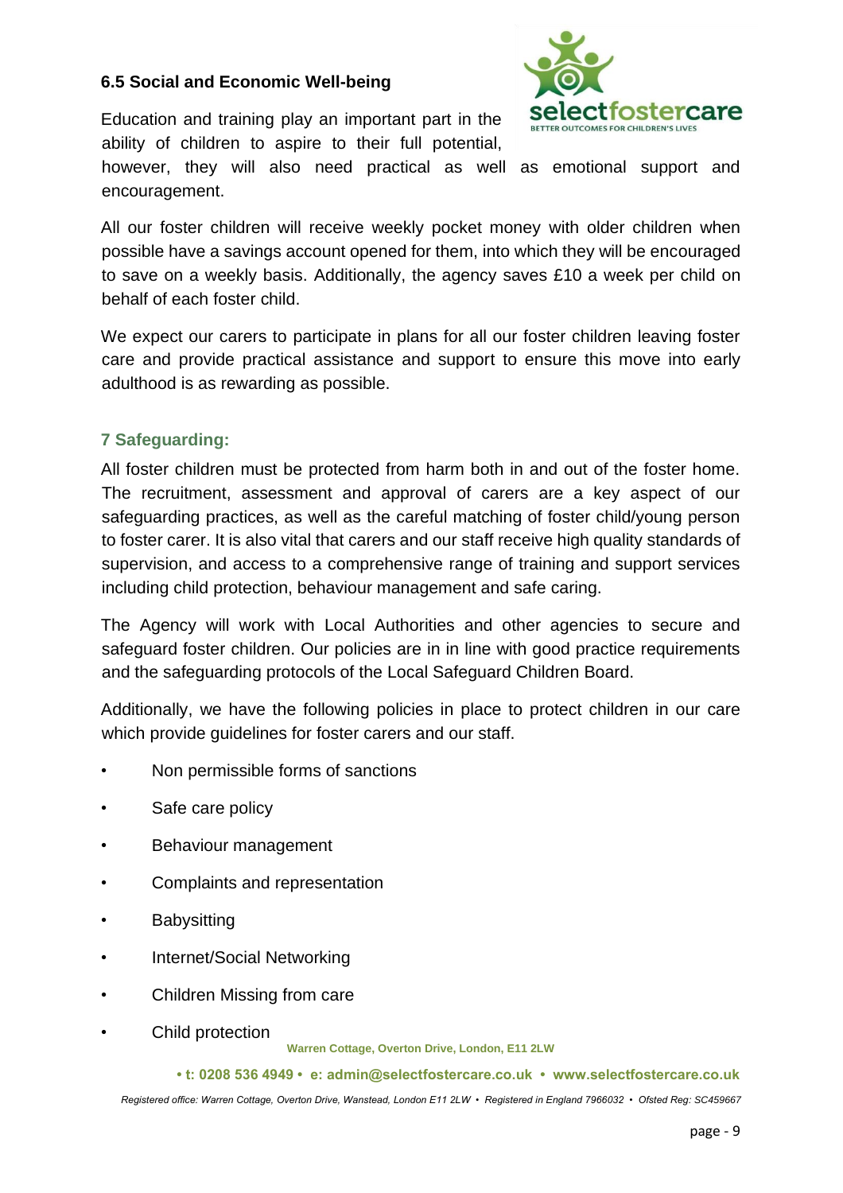### 6.5 Social and Economic Well-being

Education and training play an important part in the ability of children to aspire to their full potential, however, they will also need practical as well as emotional support and encouragement.

All our foster children will receive weekly pocket money with older children when possible have a savings account opened for them, into which they will be encouraged to save on a weekly basis. Additionally, the agency saves £10 a week per child on behalf of each foster child.

We expect our carers to participate in plans for all our foster children leaving foster care and provide practical assistance and support to ensure this move into early adulthood is as rewarding as possible.

## 7 Safeguarding:

All foster children must be protected from harm both in and out of the foster home. The recruitment, assessment and approval of carers are a key aspect of our safeguarding practices, as well as the careful matching of foster child/young person to foster carer. It is also vital that carers and our staff receive high quality standards of supervision, and access to a comprehensive range of training and support services including child protection, behaviour management and safe caring.

The Agency will work with Local Authorities and other agencies to secure and safeguard foster children. Our policies are in in line with good practice requirements and the safeguarding protocols of the Local Safeguard Children Board.

Additionally, we have the following policies in place to protect children in our care which provide guidelines for foster carers and our staff.

- Non permissible forms of sanctions
- Safe care policy
- Behaviour management
- Complaints and representation
- Babysitting
- Internet/Social Networking
- Children Missing from care
- Child protection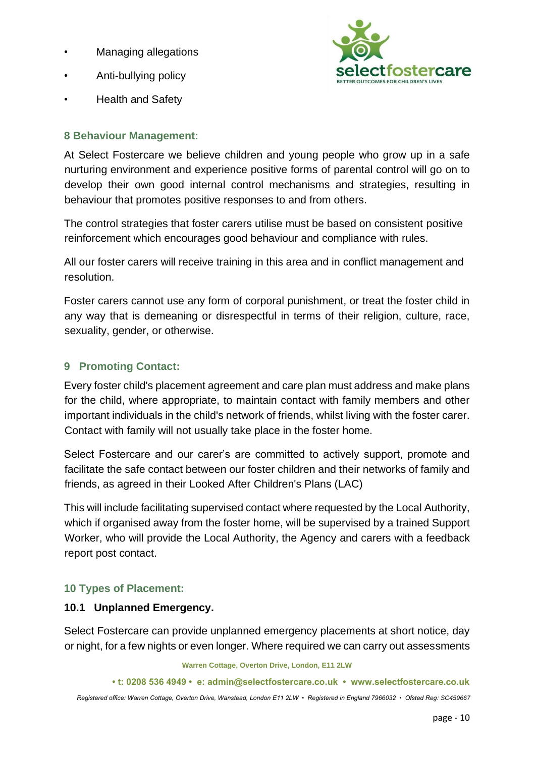- Managing allegations
- Anti-bullying policy
- Health and Safety

## 8 Behaviour Management:

At Select Fostercare we believe children and young people who grow up in a safe nurturing environment and experience positive forms of parental control will go on to develop their own good internal control mechanisms and strategies, resulting in behaviour that promotes positive responses to and from others.

The control strategies that foster carers utilise must be based on consistent positive reinforcement which encourages good behaviour and compliance with rules.

All our foster carers will receive training in this area and in conflict management and resolution.

Foster carers cannot use any form of corporal punishment, or treat the foster child in any way that is demeaning or disrespectful in terms of their religion, culture, race, sexuality, gender, or otherwise.

## 9 Promoting Contact:

Every foster child's placement agreement and care plan must address and make plans for the child, where appropriate, to maintain contact with family members and other important individuals in the child's network of friends, whilst living with the foster carer. Contact with family will not usually take place in the foster home.

Select Fostercare and our carer's are committed to actively support, promote and facilitate the safe contact between our foster children and their networks of family and friends, as agreed in their Looked After Children's Plans (LAC)

This will include facilitating supervised contact where requested by the Local Authority, which if organised away from the foster home, will be supervised by a trained Support Worker, who will provide the Local Authority, the Agency and carers with a feedback report post contact.

## 10 Types of Placement:

### 10.1 Unplanned Emergency.

Select Fostercare can provide unplanned emergency placements at short notice, day or night, for a few nights or even longer. Where required we can carry out assessments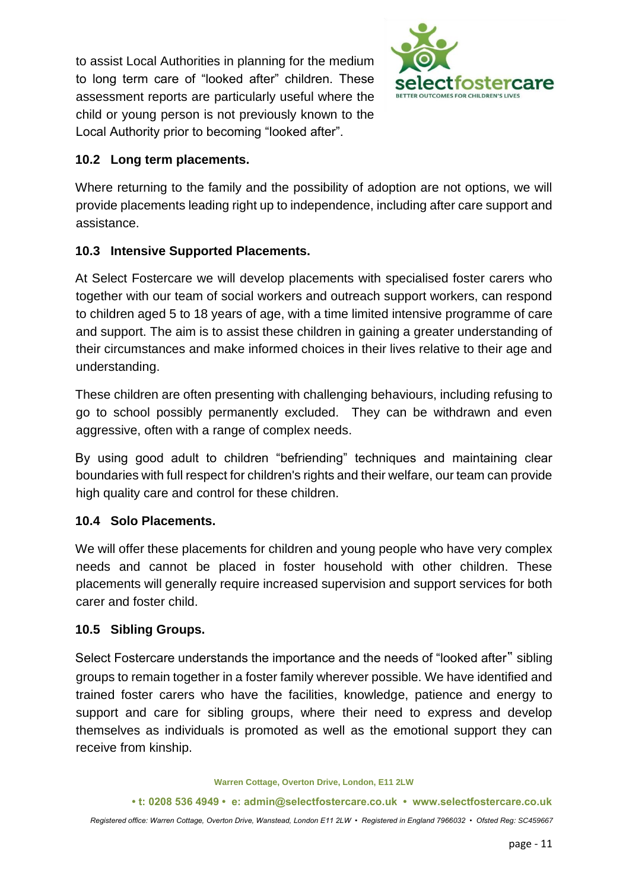to assist Local Authorities in planning for the medium to long term care of "looked after" children. These assessment reports are particularly useful where the child or young person is not previously known to the Local Authority prior to becoming "looked after".

### 10.2 Long term placements.

Where returning to the family and the possibility of adoption are not options, we will provide placements leading right up to independence, including after care support and assistance.

### 10.3 Intensive Supported Placements.

At Select Fostercare we will develop placements with specialised foster carers who together with our team of social workers and outreach support workers, can respond to children aged 5 to 18 years of age, with a time limited intensive programme of care and support. The aim is to assist these children in gaining a greater understanding of their circumstances and make informed choices in their lives relative to their age and understanding.

These children are often presenting with challenging behaviours, including refusing to go to school possibly permanently excluded. They can be withdrawn and even aggressive, often with a range of complex needs.

By using good adult to children "befriending" techniques and maintaining clear boundaries with full respect for children's rights and their welfare, our team can provide high quality care and control for these children.

### 10.4 Solo Placements.

We will offer these placements for children and young people who have very complex needs and cannot be placed in foster household with other children. These placements will generally require increased supervision and support services for both carer and foster child.

### 10.5 Sibling Groups.

Select Fostercare understands the importance and the needs of "looked after" sibling groups to remain together in a foster family wherever possible. We have identified and trained foster carers who have the facilities, knowledge, patience and energy to support and care for sibling groups, where their need to express and develop themselves as individuals is promoted as well as the emotional support they can receive from kinship.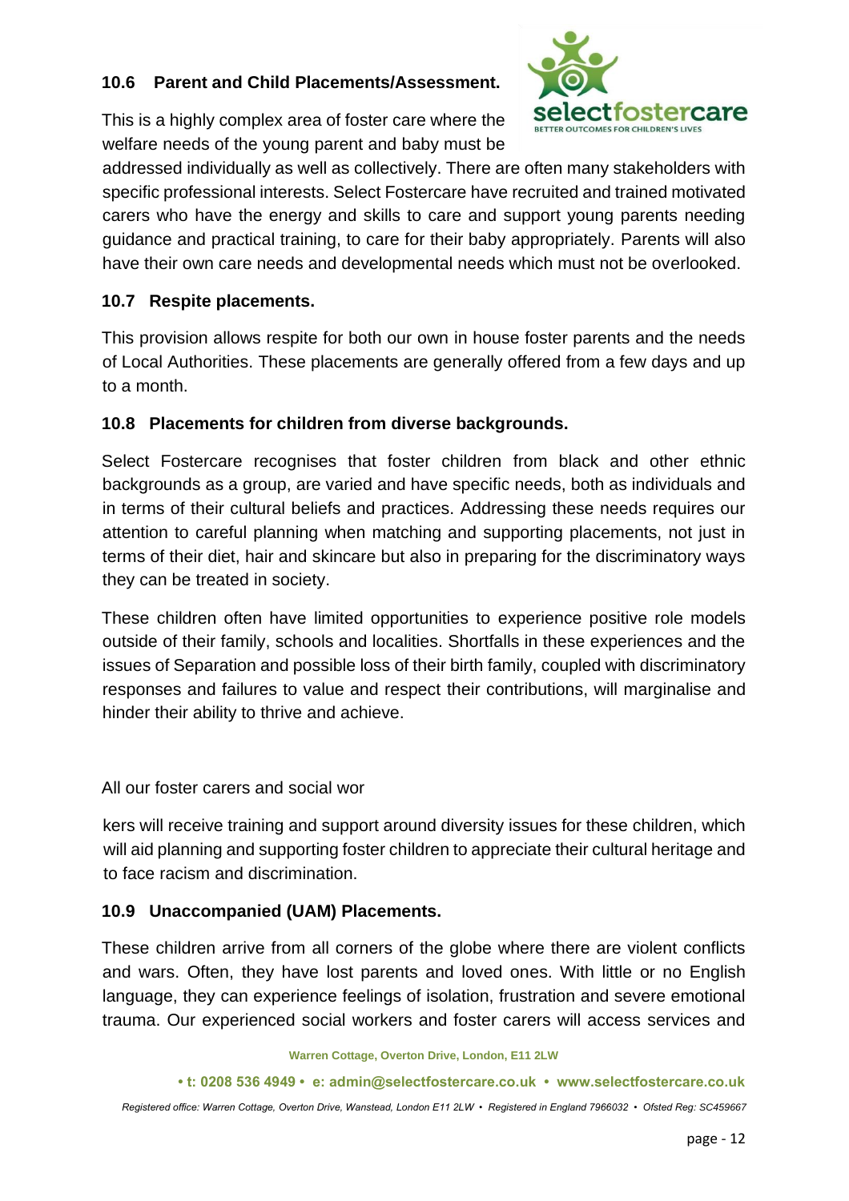### 10.6 Parent and Child Placements/Assessment.

This is a highly complex area of foster care where the welfare needs of the young parent and baby must be addressed individually as well as collectively. There are often many stakeholders with specific professional interests. Select Fostercare have recruited and trained motivated carers who have the energy and skills to care and support young parents needing guidance and practical training, to care for their baby appropriately. Parents will also have their own care needs and developmental needs which must not be overlooked.

### 10.7 Respite placements.

This provision allows respite for both our own in house foster parents and the needs of Local Authorities. These placements are generally offered from a few days and up to a month.

### 10.8 Placements for children from diverse backgrounds.

Select Fostercare recognises that foster children from black and other ethnic backgrounds as a group, are varied and have specific needs, both as individuals and in terms of their cultural beliefs and practices. Addressing these needs requires our attention to careful planning when matching and supporting placements, not just in terms of their diet, hair and skincare but also in preparing for the discriminatory ways they can be treated in society.

These children often have limited opportunities to experience positive role models outside of their family, schools and localities. Shortfalls in these experiences and the issues of Separation and possible loss of their birth family, coupled with discriminatory responses and failures to value and respect their contributions, will marginalise and hinder their ability to thrive and achieve.

All our foster carers and social wor

kers will receive training and support around diversity issues for these children, which will aid planning and supporting foster children to appreciate their cultural heritage and to face racism and discrimination.

### 10.9 Unaccompanied (UAM) Placements.

These children arrive from all corners of the globe where there are violent conflicts and wars. Often, they have lost parents and loved ones. With little or no English language, they can experience feelings of isolation, frustration and severe emotional trauma. Our experienced social workers and foster carers will access services and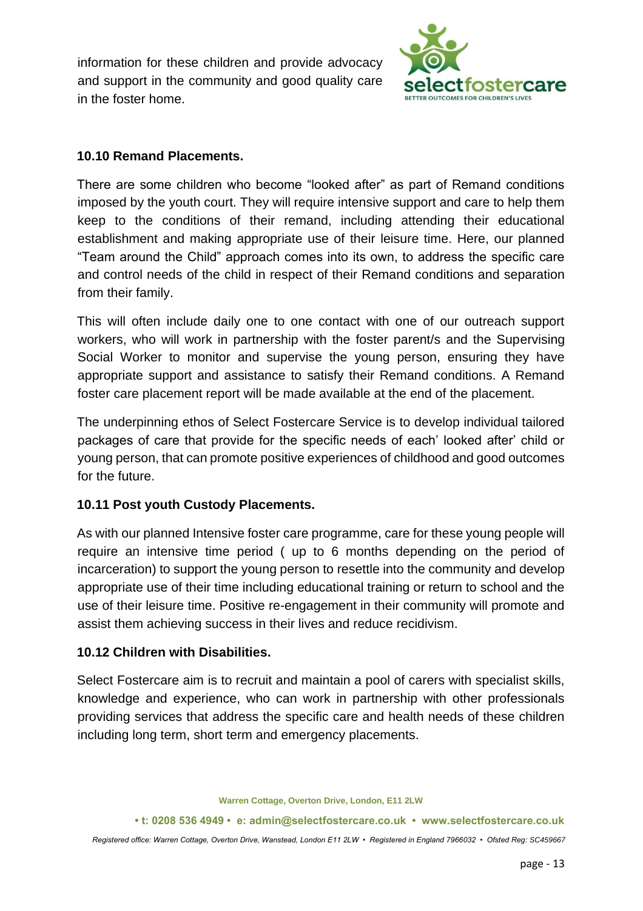information for these children and provide advocacy and support in the community and good quality care in the foster home.

**10.10 Remand Placements.**

There are some children who become "looked after" as part of Remand conditions imposed by the youth court. They will require intensive support and care to help them keep to the conditions of their remand, including attending their educational establishment and making appropriate use of their leisure time. Here, our planned "Team around the Child" approach comes into its own, to address the specific care and control needs of the child in respect of their Remand conditions and separation from their family.

This will often include daily one to one contact with one of our outreach support workers, who will work in partnership with the foster parent/s and the Supervising Social Worker to monitor and supervise the young person, ensuring they have appropriate support and assistance to satisfy their Remand conditions. A Remand foster care placement report will be made available at the end of the placement.

The underpinning ethos of Select Fostercare Service is to develop individual tailored packages of care that provide for the specific needs of each' looked after' child or young person, that can promote positive experiences of childhood and good outcomes for the future.

**10.11 Post youth Custody Placements.**

As with our planned Intensive foster care programme, care for these young people will require an intensive time period ( up to 6 months depending on the period of incarceration) to support the young person to resettle into the community and develop appropriate use of their time including educational training or return to school and the use of their leisure time. Positive re-engagement in their community will promote and assist them achieving success in their lives and reduce recidivism.

**10.12 Children with Disabilities.**

Select Fostercare aim is to recruit and maintain a pool of carers with specialist skills, knowledge and experience, who can work in partnership with other professionals providing services that address the specific care and health needs of these children including long term, short term and emergency placements.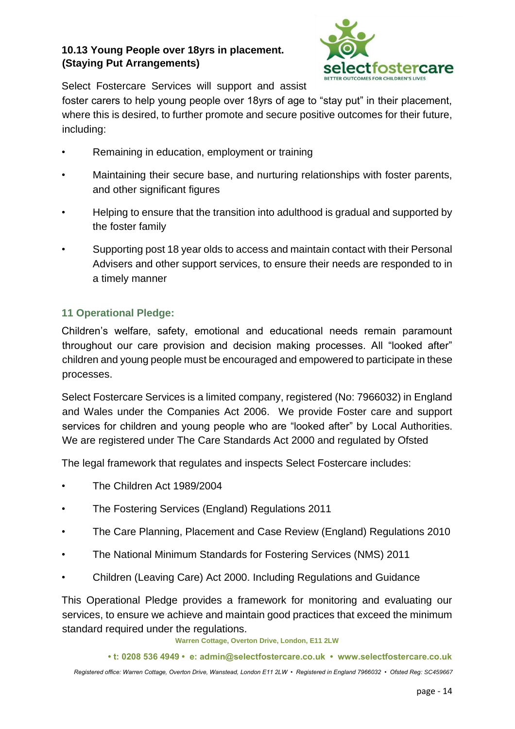### 10.13 Young People over 18yrs in placement. (Staying Put Arrangements)

Select Fostercare Services will support and assist foster carers to help young people over 18yrs of age to "stay put" in their placement, where this is desired, to further promote and secure positive outcomes for their future, including:

- Remaining in education, employment or training
- Maintaining their secure base, and nurturing relationships with foster parents, and other significant figures
- Helping to ensure that the transition into adulthood is gradual and supported by the foster family
- Supporting post 18 year olds to access and maintain contact with their Personal Advisers and other support services, to ensure their needs are responded to in a timely manner

## 11 Operational Pledge:

Children's welfare, safety, emotional and educational needs remain paramount throughout our care provision and decision making processes. All "looked after" children and young people must be encouraged and empowered to participate in these processes.

Select Fostercare Services is a limited company, registered (No: 7966032) in England and Wales under the Companies Act 2006. We provide Foster care and support services for children and young people who are "looked after" by Local Authorities. We are registered under The Care Standards Act 2000 and regulated by Ofsted

The legal framework that regulates and inspects Select Fostercare includes:

- The Children Act 1989/2004
- The Fostering Services (England) Regulations 2011
- The Care Planning, Placement and Case Review (England) Regulations 2010
- The National Minimum Standards for Fostering Services (NMS) 2011
- Children (Leaving Care) Act 2000. Including Regulations and Guidance

This Operational Pledge provides a framework for monitoring and evaluating our services, to ensure we achieve and maintain good practices that exceed the minimum standard required under the regulations.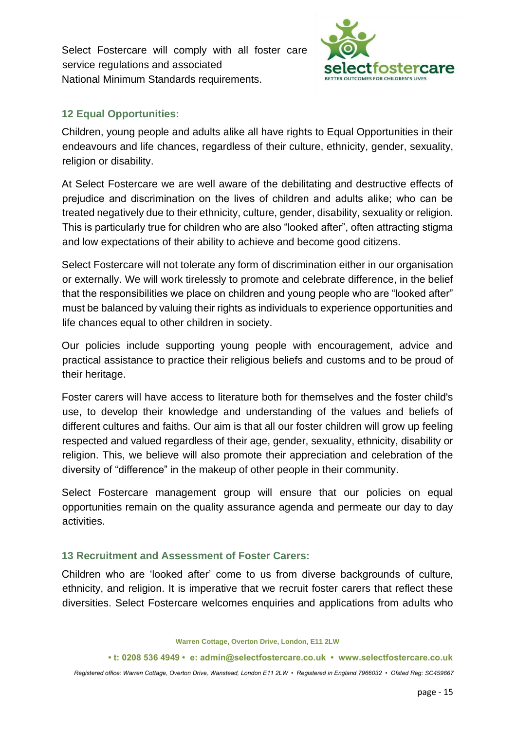Select Fostercare will comply with all foster care service regulations and associated National Minimum Standards requirements.

## 12 Equal Opportunities:

Children, young people and adults alike all have rights to Equal Opportunities in their endeavours and life chances, regardless of their culture, ethnicity, gender, sexuality, religion or disability.

At Select Fostercare we are well aware of the debilitating and destructive effects of prejudice and discrimination on the lives of children and adults alike; who can be treated negatively due to their ethnicity, culture, gender, disability, sexuality or religion. This is particularly true for children who are also "looked after", often attracting stigma and low expectations of their ability to achieve and become good citizens.

Select Fostercare will not tolerate any form of discrimination either in our organisation or externally. We will work tirelessly to promote and celebrate difference, in the belief that the responsibilities we place on children and young people who are "looked after" must be balanced by valuing their rights as individuals to experience opportunities and life chances equal to other children in society.

Our policies include supporting young people with encouragement, advice and practical assistance to practice their religious beliefs and customs and to be proud of their heritage.

Foster carers will have access to literature both for themselves and the foster child's use, to develop their knowledge and understanding of the values and beliefs of different cultures and faiths. Our aim is that all our foster children will grow up feeling respected and valued regardless of their age, gender, sexuality, ethnicity, disability or religion. This, we believe will also promote their appreciation and celebration of the diversity of "difference" in the makeup of other people in their community.

Select Fostercare management group will ensure that our policies on equal opportunities remain on the quality assurance agenda and permeate our day to day activities.

## 13 Recruitment and Assessment of Foster Carers:

Children who are 'looked after' come to us from diverse backgrounds of culture, ethnicity, and religion. It is imperative that we recruit foster carers that reflect these diversities. Select Fostercare welcomes enquiries and applications from adults who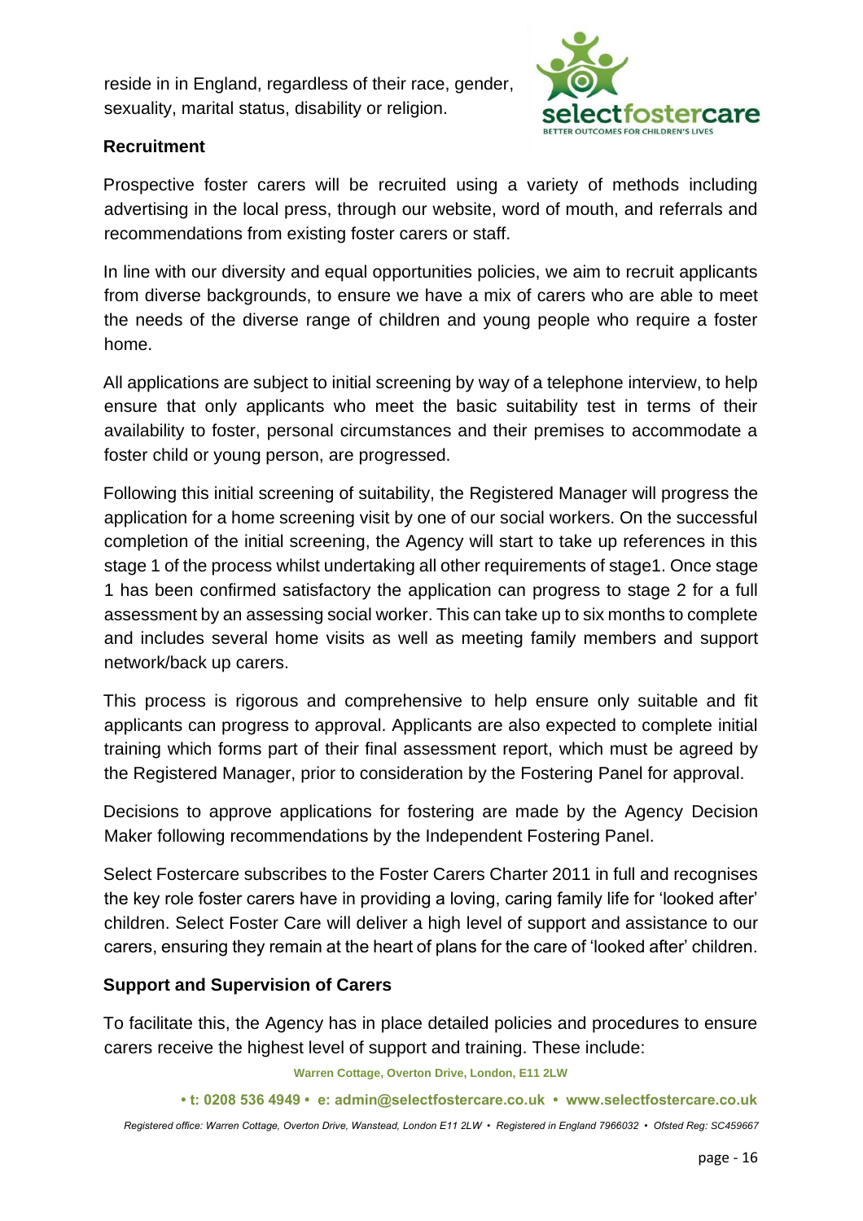reside in in England, regardless of their race, gender, sexuality, marital status, disability or religion.

## Recruitment

Prospective foster carers will be recruited using a variety of methods including advertising in the local press, through our website, word of mouth, and referrals and recommendations from existing foster carers or staff.

In line with our diversity and equal opportunities policies, we aim to recruit applicants from diverse backgrounds, to ensure we have a mix of carers who are able to meet the needs of the diverse range of children and young people who require a foster home.

All applications are subject to initial screening by way of a telephone interview, to help ensure that only applicants who meet the basic suitability test in terms of their availability to foster, personal circumstances and their premises to accommodate a foster child or young person, are progressed.

Following this initial screening of suitability, the Registered Manager will progress the application for a home screening visit by one of our social workers. On the successful completion of the initial screening, the Agency will start to take up references in this stage 1 of the process whilst undertaking all other requirements of stage1. Once stage 1 has been confirmed satisfactory the application can progress to stage 2 for a full assessment by an assessing social worker. This can take up to six months to complete and includes several home visits as well as meeting family members and support network/back up carers.

This process is rigorous and comprehensive to help ensure only suitable and fit applicants can progress to approval. Applicants are also expected to complete initial training which forms part of their final assessment report, which must be agreed by the Registered Manager, prior to consideration by the Fostering Panel for approval.

Decisions to approve applications for fostering are made by the Agency Decision Maker following recommendations by the Independent Fostering Panel.

Select Fostercare subscribes to the Foster Carers Charter 2011 in full and recognises the key role foster carers have in providing a loving, caring family life for 'looked after' children. Select Foster Care will deliver a high level of support and assistance to our carers, ensuring they remain at the heart of plans for the care of 'looked after' children.

## Support and Supervision of Carers

To facilitate this, the Agency has in place detailed policies and procedures to ensure carers receive the highest level of support and training. These include: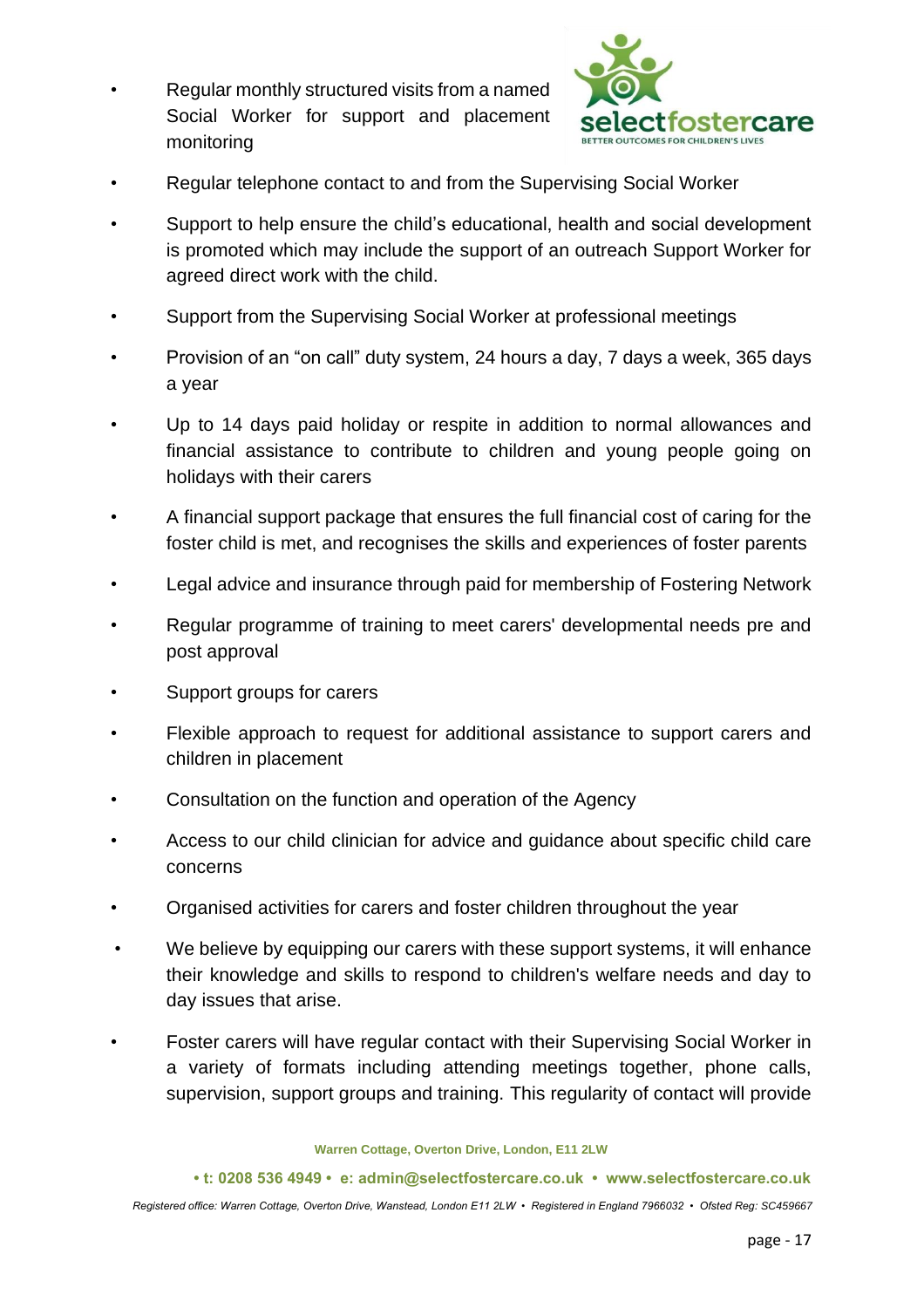- Regular monthly structured visits from a named Social Worker for support and placement monitoring
- Regular telephone contact to and from the Supervising Social Worker
- Support to help ensure the child's educational, health and social development is promoted which may include the support of an outreach Support Worker for agreed direct work with the child.
- Support from the Supervising Social Worker at professional meetings
- Provision of an "on call" duty system, 24 hours a day, 7 days a week, 365 days a year
- Up to 14 days paid holiday or respite in addition to normal allowances and financial assistance to contribute to children and young people going on holidays with their carers
- A financial support package that ensures the full financial cost of caring for the foster child is met, and recognises the skills and experiences of foster parents
- Legal advice and insurance through paid for membership of Fostering Network
- Regular programme of training to meet carers' developmental needs pre and post approval
- Support groups for carers
- Flexible approach to request for additional assistance to support carers and children in placement
- Consultation on the function and operation of the Agency
- Access to our child clinician for advice and guidance about specific child care concerns
- Organised activities for carers and foster children throughout the year
- We believe by equipping our carers with these support systems, it will enhance their knowledge and skills to respond to children's welfare needs and day to day issues that arise.
- Foster carers will have regular contact with their Supervising Social Worker in a variety of formats including attending meetings together, phone calls, supervision, support groups and training. This regularity of contact will provide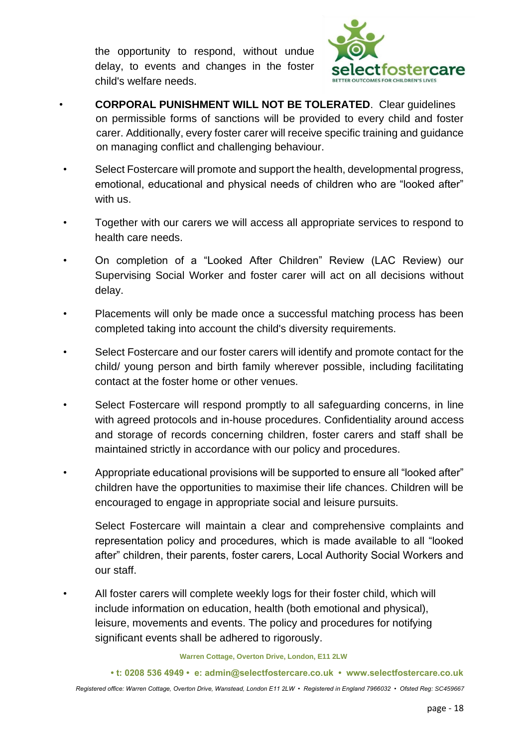the opportunity to respond, without undue delay, to events and changes in the foster child's welfare needs.

- **CORPORAL PUNISHMENT WILL NOT BE TOLERATED**. Clear guidelines on permissible forms of sanctions will be provided to every child and foster carer. Additionally, every foster carer will receive specific training and guidance on managing conflict and challenging behaviour.
- Select Fostercare will promote and support the health, developmental progress, emotional, educational and physical needs of children who are "looked after" with us.
- Together with our carers we will access all appropriate services to respond to health care needs.
- On completion of a "Looked After Children" Review (LAC Review) our Supervising Social Worker and foster carer will act on all decisions without delay.
- Placements will only be made once a successful matching process has been completed taking into account the child's diversity requirements.
- Select Fostercare and our foster carers will identify and promote contact for the child/ young person and birth family wherever possible, including facilitating contact at the foster home or other venues.
- Select Fostercare will respond promptly to all safeguarding concerns, in line with agreed protocols and in-house procedures. Confidentiality around access and storage of records concerning children, foster carers and staff shall be maintained strictly in accordance with our policy and procedures.
- Appropriate educational provisions will be supported to ensure all "looked after" children have the opportunities to maximise their life chances. Children will be encouraged to engage in appropriate social and leisure pursuits.

  Select Fostercare will maintain a clear and comprehensive complaints and representation policy and procedures, which is made available to all "looked after" children, their parents, foster carers, Local Authority Social Workers and our staff.
- All foster carers will complete weekly logs for their foster child, which will include information on education, health (both emotional and physical), leisure, movements and events. The policy and procedures for notifying significant events shall be adhered to rigorously.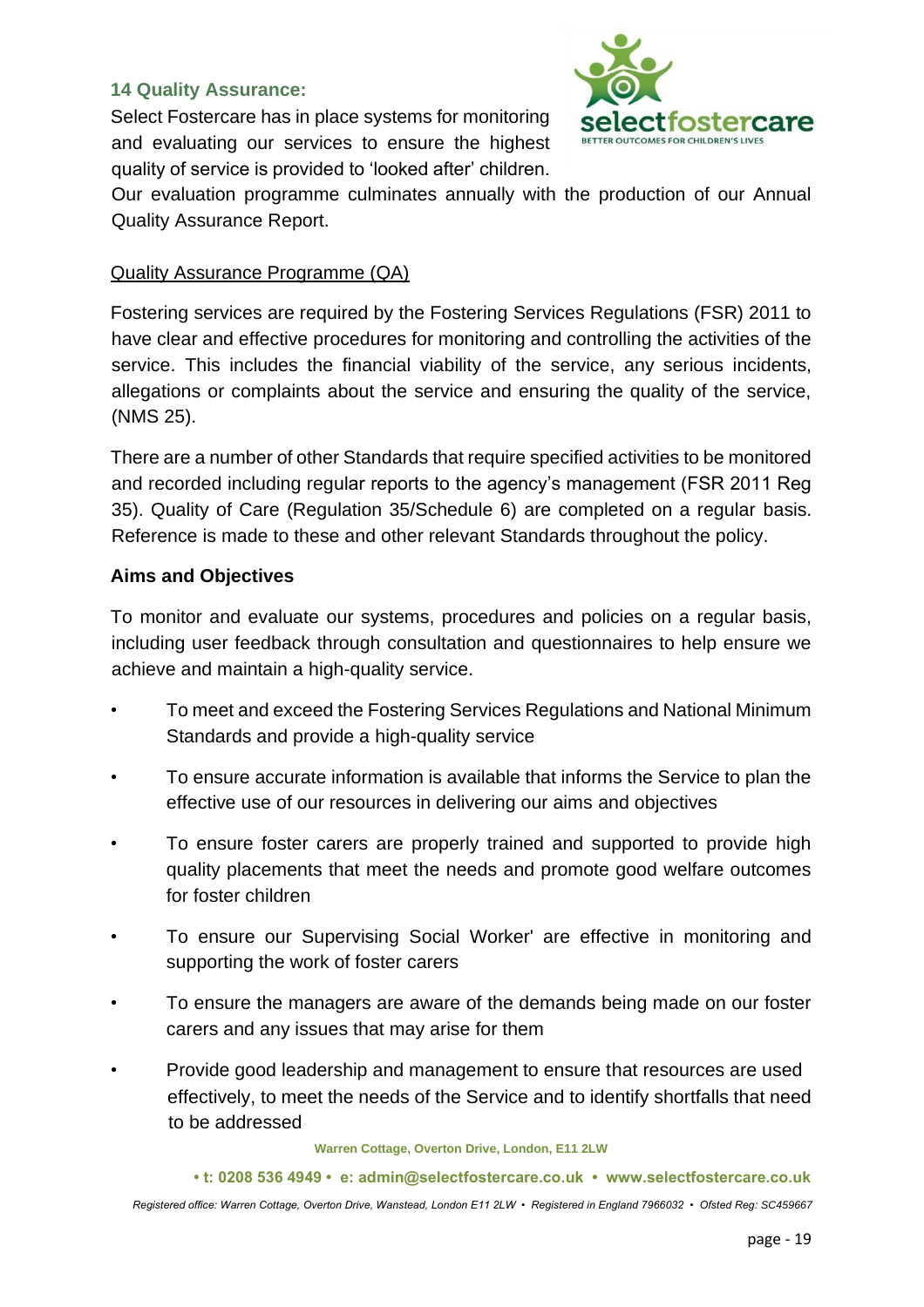## 14 Quality Assurance:

Select Fostercare has in place systems for monitoring and evaluating our services to ensure the highest quality of service is provided to 'looked after' children. Our evaluation programme culminates annually with the production of our Annual Quality Assurance Report.

Quality Assurance Programme (QA)

Fostering services are required by the Fostering Services Regulations (FSR) 2011 to have clear and effective procedures for monitoring and controlling the activities of the service. This includes the financial viability of the service, any serious incidents, allegations or complaints about the service and ensuring the quality of the service, (NMS 25).

There are a number of other Standards that require specified activities to be monitored and recorded including regular reports to the agency's management (FSR 2011 Reg 35). Quality of Care (Regulation 35/Schedule 6) are completed on a regular basis. Reference is made to these and other relevant Standards throughout the policy.

**Aims and Objectives**

To monitor and evaluate our systems, procedures and policies on a regular basis, including user feedback through consultation and questionnaires to help ensure we achieve and maintain a high-quality service.

- To meet and exceed the Fostering Services Regulations and National Minimum Standards and provide a high-quality service
- To ensure accurate information is available that informs the Service to plan the effective use of our resources in delivering our aims and objectives
- To ensure foster carers are properly trained and supported to provide high quality placements that meet the needs and promote good welfare outcomes for foster children
- To ensure our Supervising Social Worker' are effective in monitoring and supporting the work of foster carers
- To ensure the managers are aware of the demands being made on our foster carers and any issues that may arise for them
- Provide good leadership and management to ensure that resources are used effectively, to meet the needs of the Service and to identify shortfalls that need to be addressed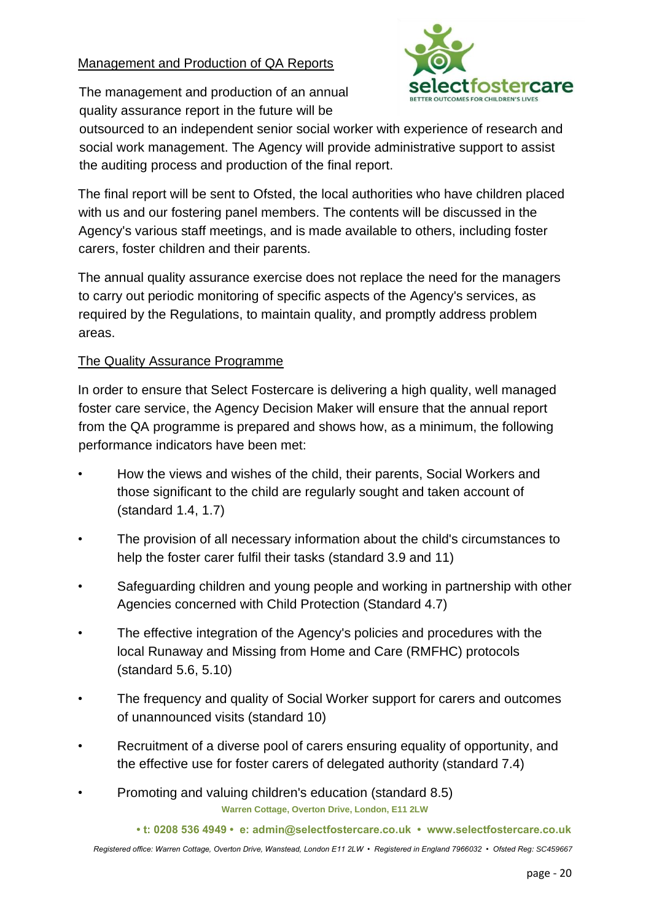Management and Production of QA Reports

The management and production of an annual quality assurance report in the future will be outsourced to an independent senior social worker with experience of research and social work management. The Agency will provide administrative support to assist the auditing process and production of the final report.

The final report will be sent to Ofsted, the local authorities who have children placed with us and our fostering panel members. The contents will be discussed in the Agency's various staff meetings, and is made available to others, including foster carers, foster children and their parents.

The annual quality assurance exercise does not replace the need for the managers to carry out periodic monitoring of specific aspects of the Agency's services, as required by the Regulations, to maintain quality, and promptly address problem areas.

The Quality Assurance Programme

In order to ensure that Select Fostercare is delivering a high quality, well managed foster care service, the Agency Decision Maker will ensure that the annual report from the QA programme is prepared and shows how, as a minimum, the following performance indicators have been met:

- How the views and wishes of the child, their parents, Social Workers and those significant to the child are regularly sought and taken account of (standard 1.4, 1.7)
- The provision of all necessary information about the child's circumstances to help the foster carer fulfil their tasks (standard 3.9 and 11)
- Safeguarding children and young people and working in partnership with other Agencies concerned with Child Protection (Standard 4.7)
- The effective integration of the Agency's policies and procedures with the local Runaway and Missing from Home and Care (RMFHC) protocols (standard 5.6, 5.10)
- The frequency and quality of Social Worker support for carers and outcomes of unannounced visits (standard 10)
- Recruitment of a diverse pool of carers ensuring equality of opportunity, and the effective use for foster carers of delegated authority (standard 7.4)
- Promoting and valuing children's education (standard 8.5)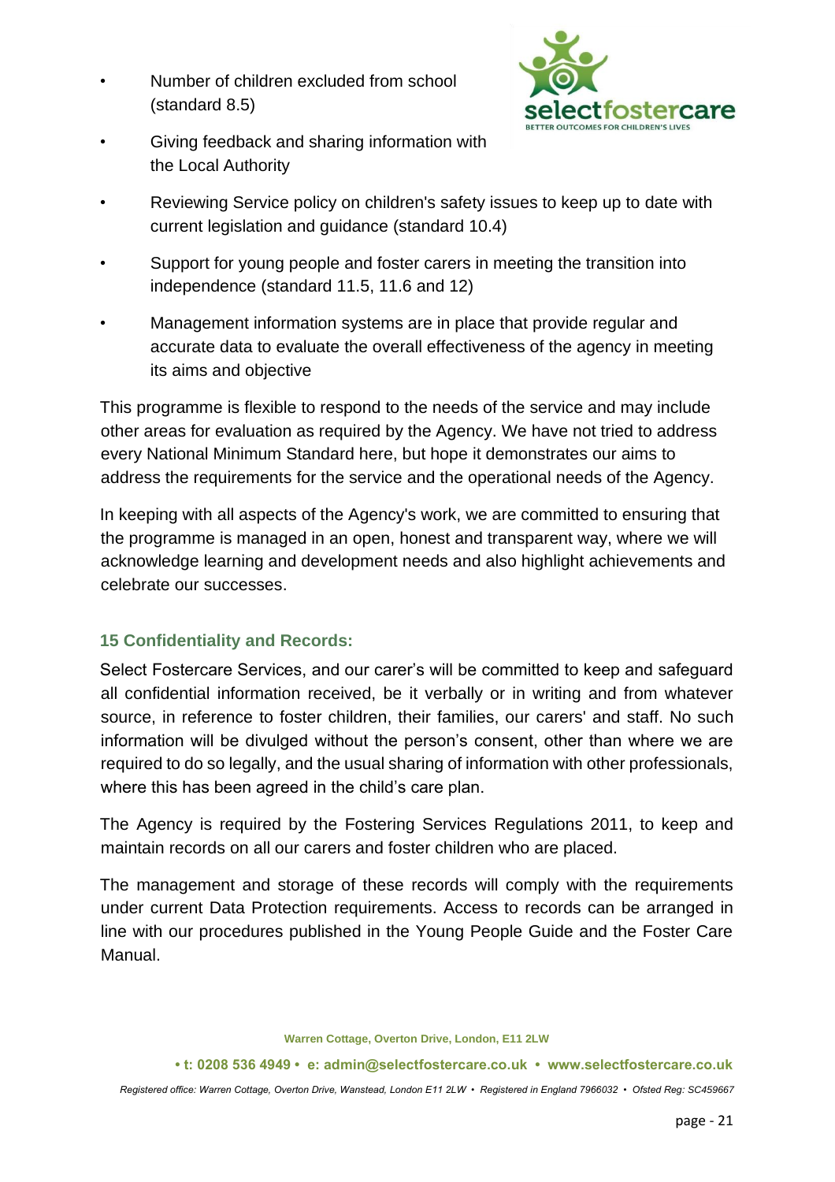- Number of children excluded from school (standard 8.5)
- Giving feedback and sharing information with the Local Authority
- Reviewing Service policy on children's safety issues to keep up to date with current legislation and guidance (standard 10.4)
- Support for young people and foster carers in meeting the transition into independence (standard 11.5, 11.6 and 12)
- Management information systems are in place that provide regular and accurate data to evaluate the overall effectiveness of the agency in meeting its aims and objective

This programme is flexible to respond to the needs of the service and may include other areas for evaluation as required by the Agency. We have not tried to address every National Minimum Standard here, but hope it demonstrates our aims to address the requirements for the service and the operational needs of the Agency.

In keeping with all aspects of the Agency's work, we are committed to ensuring that the programme is managed in an open, honest and transparent way, where we will acknowledge learning and development needs and also highlight achievements and celebrate our successes.

## 15 Confidentiality and Records:

Select Fostercare Services, and our carer's will be committed to keep and safeguard all confidential information received, be it verbally or in writing and from whatever source, in reference to foster children, their families, our carers' and staff. No such information will be divulged without the person's consent, other than where we are required to do so legally, and the usual sharing of information with other professionals, where this has been agreed in the child's care plan.

The Agency is required by the Fostering Services Regulations 2011, to keep and maintain records on all our carers and foster children who are placed.

The management and storage of these records will comply with the requirements under current Data Protection requirements. Access to records can be arranged in line with our procedures published in the Young People Guide and the Foster Care Manual.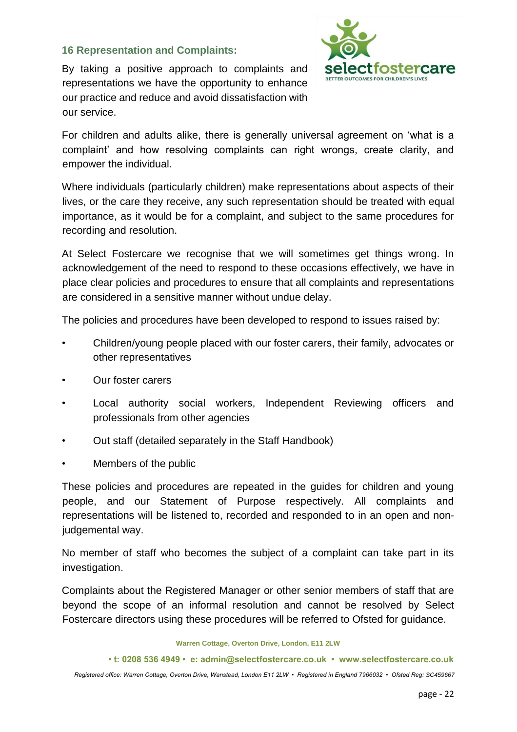## 16 Representation and Complaints:

By taking a positive approach to complaints and representations we have the opportunity to enhance our practice and reduce and avoid dissatisfaction with our service.

For children and adults alike, there is generally universal agreement on 'what is a complaint' and how resolving complaints can right wrongs, create clarity, and empower the individual.

Where individuals (particularly children) make representations about aspects of their lives, or the care they receive, any such representation should be treated with equal importance, as it would be for a complaint, and subject to the same procedures for recording and resolution.

At Select Fostercare we recognise that we will sometimes get things wrong. In acknowledgement of the need to respond to these occasions effectively, we have in place clear policies and procedures to ensure that all complaints and representations are considered in a sensitive manner without undue delay.

The policies and procedures have been developed to respond to issues raised by:

- Children/young people placed with our foster carers, their family, advocates or other representatives
- Our foster carers
- Local authority social workers, Independent Reviewing officers and professionals from other agencies
- Out staff (detailed separately in the Staff Handbook)
- Members of the public

These policies and procedures are repeated in the guides for children and young people, and our Statement of Purpose respectively. All complaints and representations will be listened to, recorded and responded to in an open and non-judgemental way.

No member of staff who becomes the subject of a complaint can take part in its investigation.

Complaints about the Registered Manager or other senior members of staff that are beyond the scope of an informal resolution and cannot be resolved by Select Fostercare directors using these procedures will be referred to Ofsted for guidance.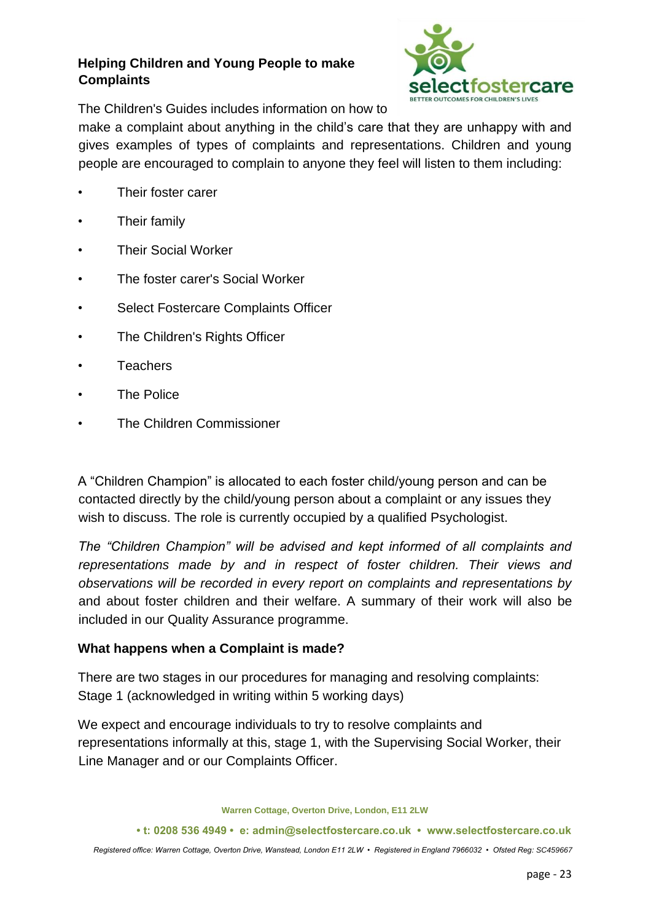## Helping Children and Young People to make Complaints

The Children's Guides includes information on how to make a complaint about anything in the child's care that they are unhappy with and gives examples of types of complaints and representations. Children and young people are encouraged to complain to anyone they feel will listen to them including:

- Their foster carer
- Their family
- Their Social Worker
- The foster carer's Social Worker
- Select Fostercare Complaints Officer
- The Children's Rights Officer
- Teachers
- The Police
- The Children Commissioner

A "Children Champion" is allocated to each foster child/young person and can be contacted directly by the child/young person about a complaint or any issues they wish to discuss. The role is currently occupied by a qualified Psychologist.

*The "Children Champion" will be advised and kept informed of all complaints and representations made by and in respect of foster children. Their views and observations will be recorded in every report on complaints and representations by* and about foster children and their welfare. A summary of their work will also be included in our Quality Assurance programme.

## What happens when a Complaint is made?

There are two stages in our procedures for managing and resolving complaints: Stage 1 (acknowledged in writing within 5 working days)

We expect and encourage individuals to try to resolve complaints and representations informally at this, stage 1, with the Supervising Social Worker, their Line Manager and or our Complaints Officer.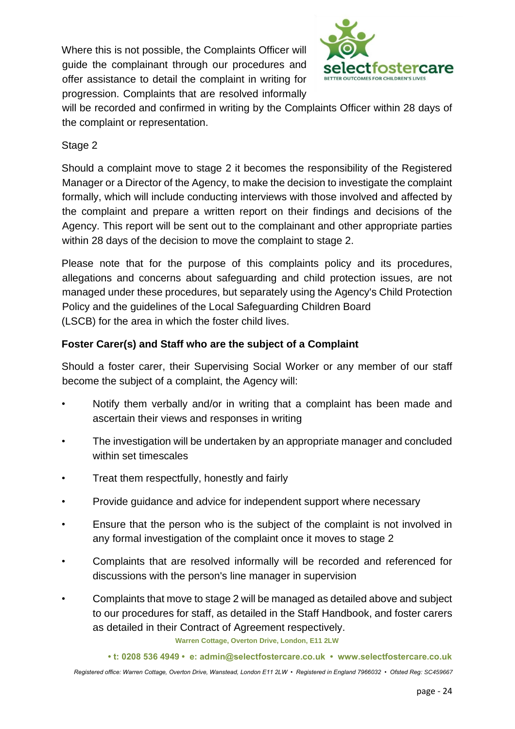Where this is not possible, the Complaints Officer will guide the complainant through our procedures and offer assistance to detail the complaint in writing for progression. Complaints that are resolved informally will be recorded and confirmed in writing by the Complaints Officer within 28 days of the complaint or representation.

Stage 2

Should a complaint move to stage 2 it becomes the responsibility of the Registered Manager or a Director of the Agency, to make the decision to investigate the complaint formally, which will include conducting interviews with those involved and affected by the complaint and prepare a written report on their findings and decisions of the Agency. This report will be sent out to the complainant and other appropriate parties within 28 days of the decision to move the complaint to stage 2.

Please note that for the purpose of this complaints policy and its procedures, allegations and concerns about safeguarding and child protection issues, are not managed under these procedures, but separately using the Agency's Child Protection Policy and the guidelines of the Local Safeguarding Children Board (LSCB) for the area in which the foster child lives.

**Foster Carer(s) and Staff who are the subject of a Complaint**

Should a foster carer, their Supervising Social Worker or any member of our staff become the subject of a complaint, the Agency will:

- Notify them verbally and/or in writing that a complaint has been made and ascertain their views and responses in writing
- The investigation will be undertaken by an appropriate manager and concluded within set timescales
- Treat them respectfully, honestly and fairly
- Provide guidance and advice for independent support where necessary
- Ensure that the person who is the subject of the complaint is not involved in any formal investigation of the complaint once it moves to stage 2
- Complaints that are resolved informally will be recorded and referenced for discussions with the person's line manager in supervision
- Complaints that move to stage 2 will be managed as detailed above and subject to our procedures for staff, as detailed in the Staff Handbook, and foster carers as detailed in their Contract of Agreement respectively.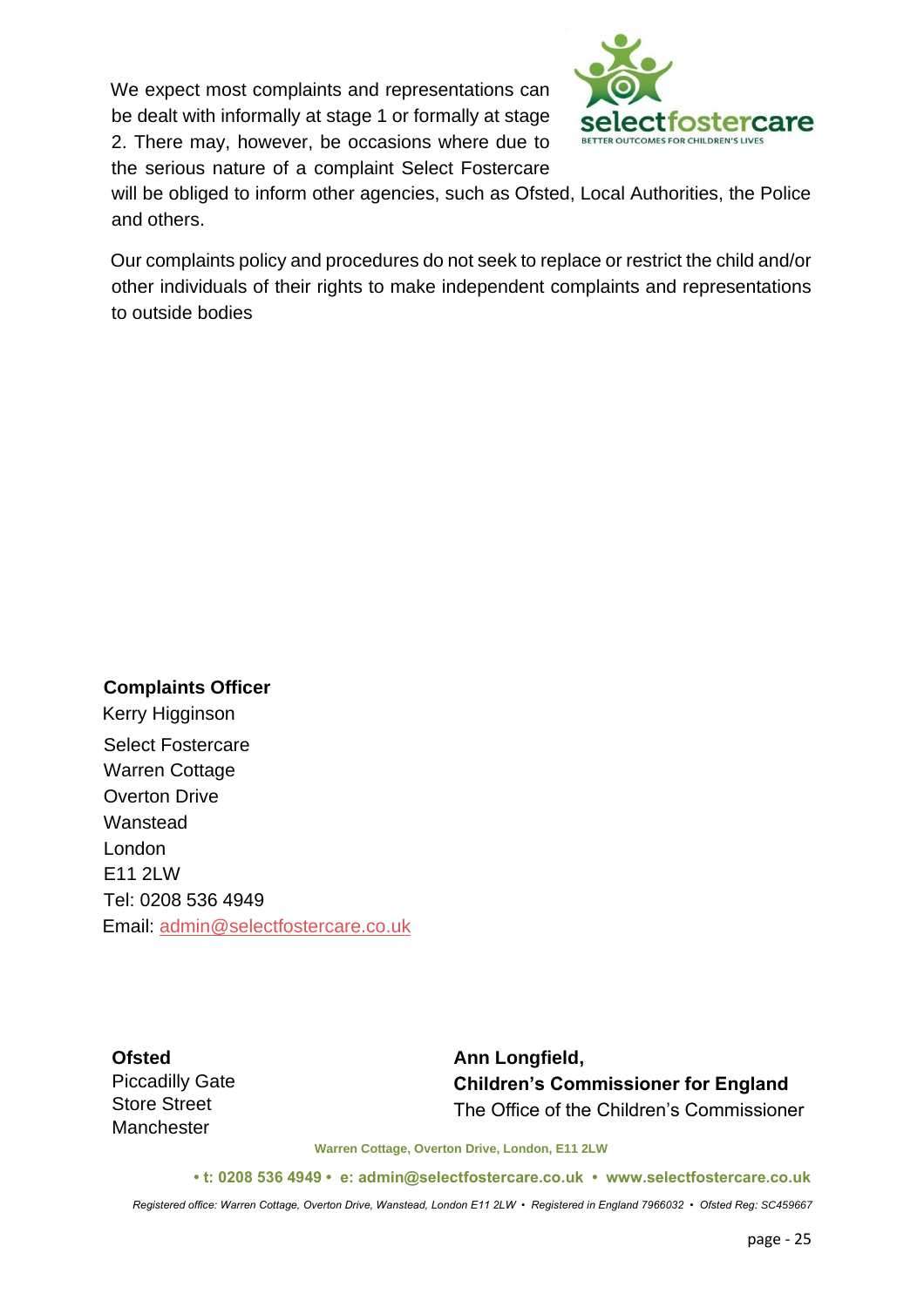We expect most complaints and representations can be dealt with informally at stage 1 or formally at stage 2. There may, however, be occasions where due to the serious nature of a complaint Select Fostercare will be obliged to inform other agencies, such as Ofsted, Local Authorities, the Police and others.

Our complaints policy and procedures do not seek to replace or restrict the child and/or other individuals of their rights to make independent complaints and representations to outside bodies

**Complaints Officer**
Kerry Higginson
Select Fostercare
Warren Cottage
Overton Drive
Wanstead
London
E11 2LW
Tel: 0208 536 4949
Email: admin@selectfostercare.co.uk

**Ofsted**
Piccadilly Gate
Store Street
Manchester

**Ann Longfield,**
**Children's Commissioner for England**
The Office of the Children's Commissioner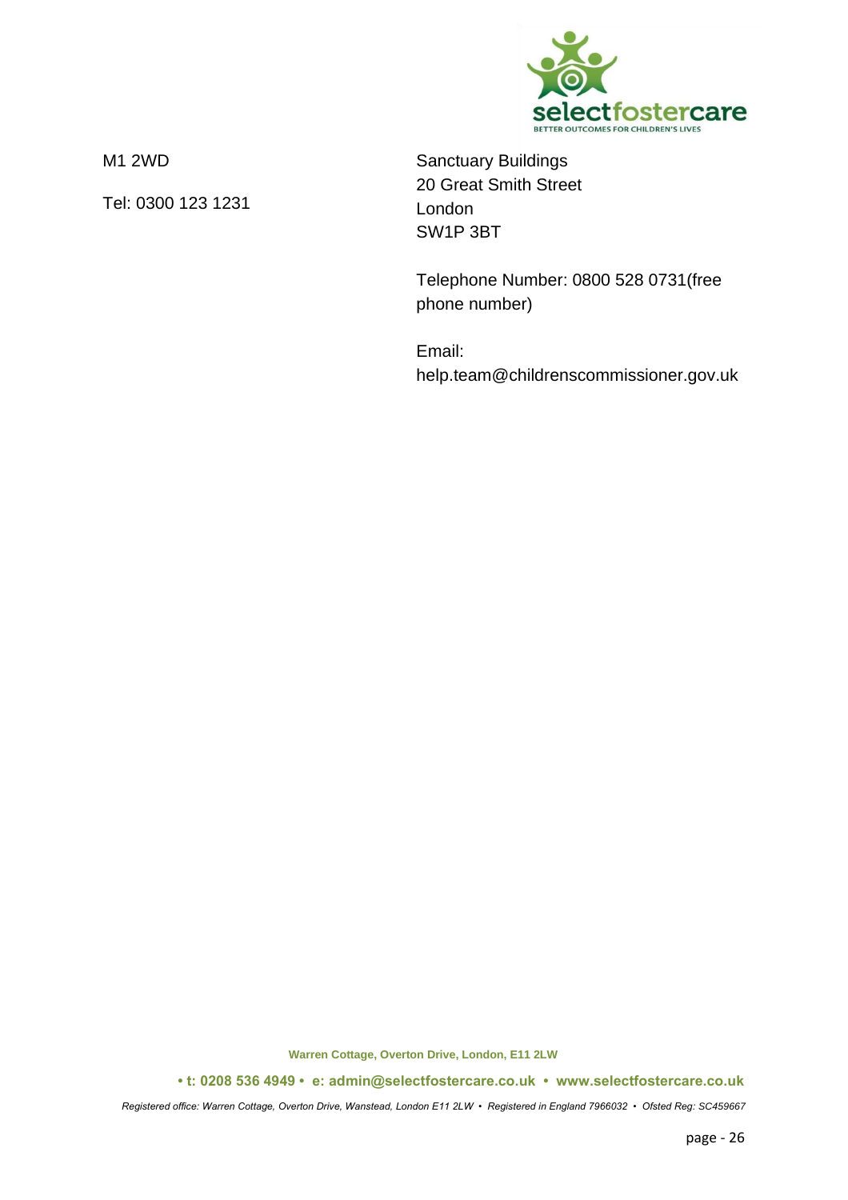M1 2WD

Tel: 0300 123 1231

Sanctuary Buildings
20 Great Smith Street
London
SW1P 3BT

Telephone Number: 0800 528 0731(free phone number)

Email:
help.team@childrenscommissioner.gov.uk